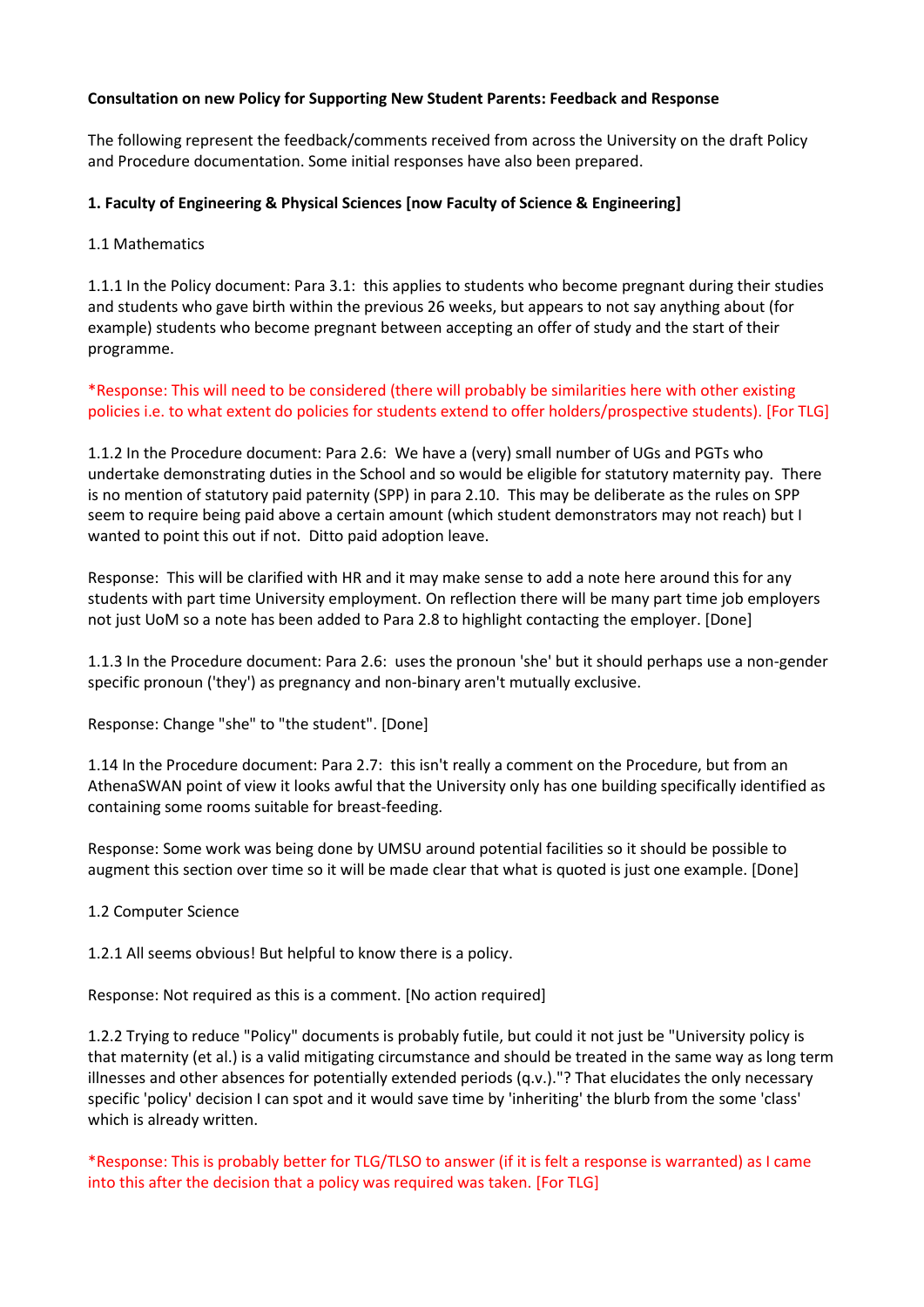**Consultation on new Policy for Supporting New Student Parents: Feedback and Response**

The following represent the feedback/comments received from across the University on the draft Policy and Procedure documentation. Some initial responses have also been prepared.

**1. Faculty of Engineering & Physical Sciences [now Faculty of Science & Engineering]**

1.1 Mathematics

1.1.1 In the Policy document: Para 3.1: this applies to students who become pregnant during their studies and students who gave birth within the previous 26 weeks, but appears to not say anything about (for example) students who become pregnant between accepting an offer of study and the start of their programme.

*Response: This will need to be considered (there will probably be similarities here with other existing policies i.e. to what extent do policies for students extend to offer holders/prospective students). [For TLG]

1.1.2 In the Procedure document: Para 2.6: We have a (very) small number of UGs and PGTs who undertake demonstrating duties in the School and so would be eligible for statutory maternity pay. There is no mention of statutory paid paternity (SPP) in para 2.10. This may be deliberate as the rules on SPP seem to require being paid above a certain amount (which student demonstrators may not reach) but I wanted to point this out if not. Ditto paid adoption leave.

Response: This will be clarified with HR and it may make sense to add a note here around this for any students with part time University employment. On reflection there will be many part time job employers not just UoM so a note has been added to Para 2.8 to highlight contacting the employer. [Done]

1.1.3 In the Procedure document: Para 2.6: uses the pronoun 'she' but it should perhaps use a non-gender specific pronoun ('they') as pregnancy and non-binary aren't mutually exclusive.

Response: Change "she" to "the student". [Done]

1.14 In the Procedure document: Para 2.7: this isn't really a comment on the Procedure, but from an AthenaSWAN point of view it looks awful that the University only has one building specifically identified as containing some rooms suitable for breast-feeding.

Response: Some work was being done by UMSU around potential facilities so it should be possible to augment this section over time so it will be made clear that what is quoted is just one example. [Done]

1.2 Computer Science

1.2.1 All seems obvious! But helpful to know there is a policy.

Response: Not required as this is a comment. [No action required]

1.2.2 Trying to reduce "Policy" documents is probably futile, but could it not just be "University policy is that maternity (et al.) is a valid mitigating circumstance and should be treated in the same way as long term illnesses and other absences for potentially extended periods (q.v.)."? That elucidates the only necessary specific 'policy' decision I can spot and it would save time by 'inheriting' the blurb from the some 'class' which is already written.

*Response: This is probably better for TLG/TLSO to answer (if it is felt a response is warranted) as I came into this after the decision that a policy was required was taken. [For TLG]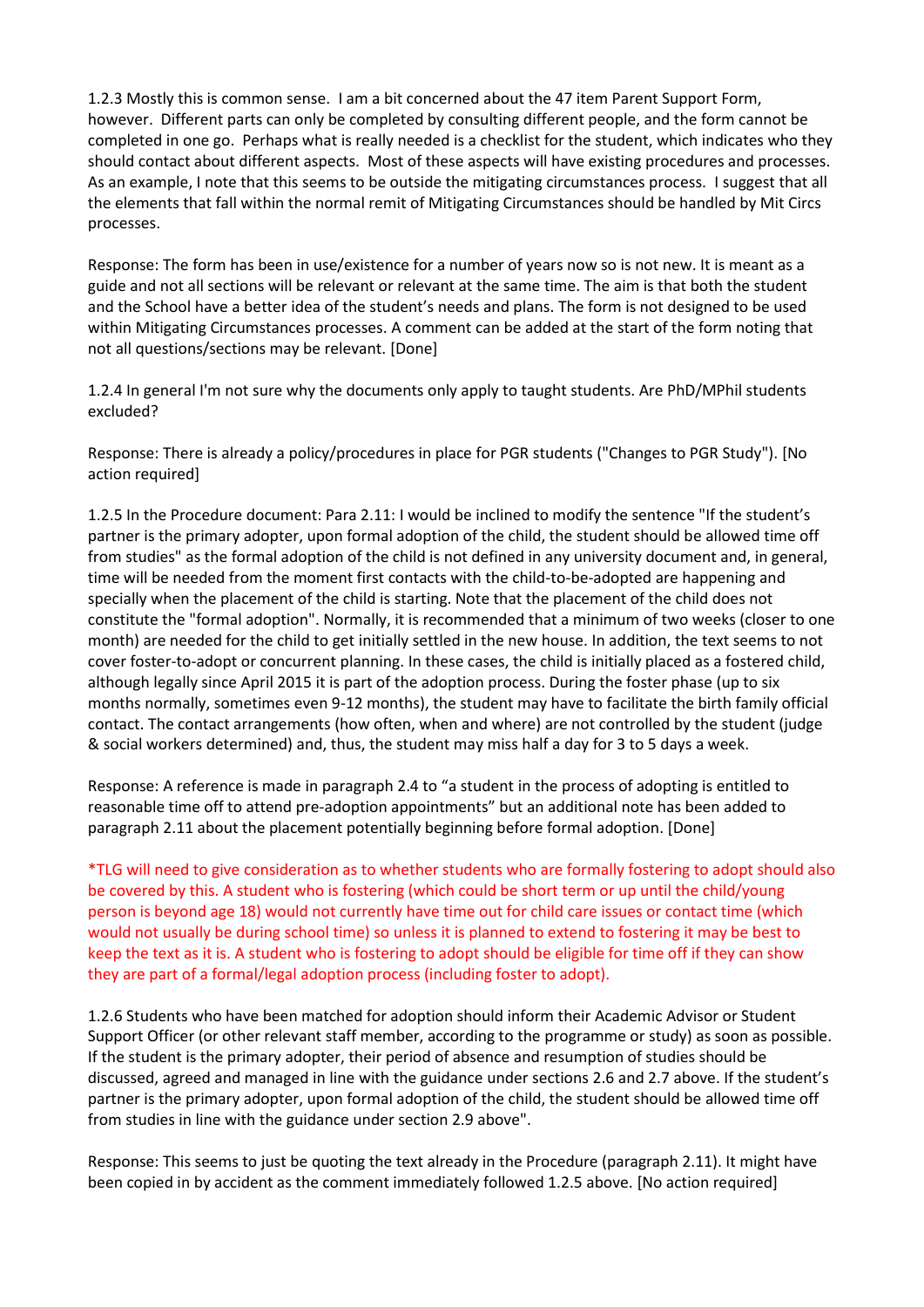1.2.3 Mostly this is common sense. I am a bit concerned about the 47 item Parent Support Form, however. Different parts can only be completed by consulting different people, and the form cannot be completed in one go. Perhaps what is really needed is a checklist for the student, which indicates who they should contact about different aspects. Most of these aspects will have existing procedures and processes. As an example, I note that this seems to be outside the mitigating circumstances process. I suggest that all the elements that fall within the normal remit of Mitigating Circumstances should be handled by Mit Circs processes.

Response: The form has been in use/existence for a number of years now so is not new. It is meant as a guide and not all sections will be relevant or relevant at the same time. The aim is that both the student and the School have a better idea of the student's needs and plans. The form is not designed to be used within Mitigating Circumstances processes. A comment can be added at the start of the form noting that not all questions/sections may be relevant. [Done]

1.2.4 In general I'm not sure why the documents only apply to taught students. Are PhD/MPhil students excluded?

Response: There is already a policy/procedures in place for PGR students ("Changes to PGR Study"). [No action required]

1.2.5 In the Procedure document: Para 2.11: I would be inclined to modify the sentence "If the student's partner is the primary adopter, upon formal adoption of the child, the student should be allowed time off from studies" as the formal adoption of the child is not defined in any university document and, in general, time will be needed from the moment first contacts with the child-to-be-adopted are happening and specially when the placement of the child is starting. Note that the placement of the child does not constitute the "formal adoption". Normally, it is recommended that a minimum of two weeks (closer to one month) are needed for the child to get initially settled in the new house. In addition, the text seems to not cover foster-to-adopt or concurrent planning. In these cases, the child is initially placed as a fostered child, although legally since April 2015 it is part of the adoption process. During the foster phase (up to six months normally, sometimes even 9-12 months), the student may have to facilitate the birth family official contact. The contact arrangements (how often, when and where) are not controlled by the student (judge & social workers determined) and, thus, the student may miss half a day for 3 to 5 days a week.

Response: A reference is made in paragraph 2.4 to "a student in the process of adopting is entitled to reasonable time off to attend pre-adoption appointments" but an additional note has been added to paragraph 2.11 about the placement potentially beginning before formal adoption. [Done]

*TLG will need to give consideration as to whether students who are formally fostering to adopt should also be covered by this. A student who is fostering (which could be short term or up until the child/young person is beyond age 18) would not currently have time out for child care issues or contact time (which would not usually be during school time) so unless it is planned to extend to fostering it may be best to keep the text as it is. A student who is fostering to adopt should be eligible for time off if they can show they are part of a formal/legal adoption process (including foster to adopt).

1.2.6 Students who have been matched for adoption should inform their Academic Advisor or Student Support Officer (or other relevant staff member, according to the programme or study) as soon as possible. If the student is the primary adopter, their period of absence and resumption of studies should be discussed, agreed and managed in line with the guidance under sections 2.6 and 2.7 above. If the student's partner is the primary adopter, upon formal adoption of the child, the student should be allowed time off from studies in line with the guidance under section 2.9 above".

Response: This seems to just be quoting the text already in the Procedure (paragraph 2.11). It might have been copied in by accident as the comment immediately followed 1.2.5 above. [No action required]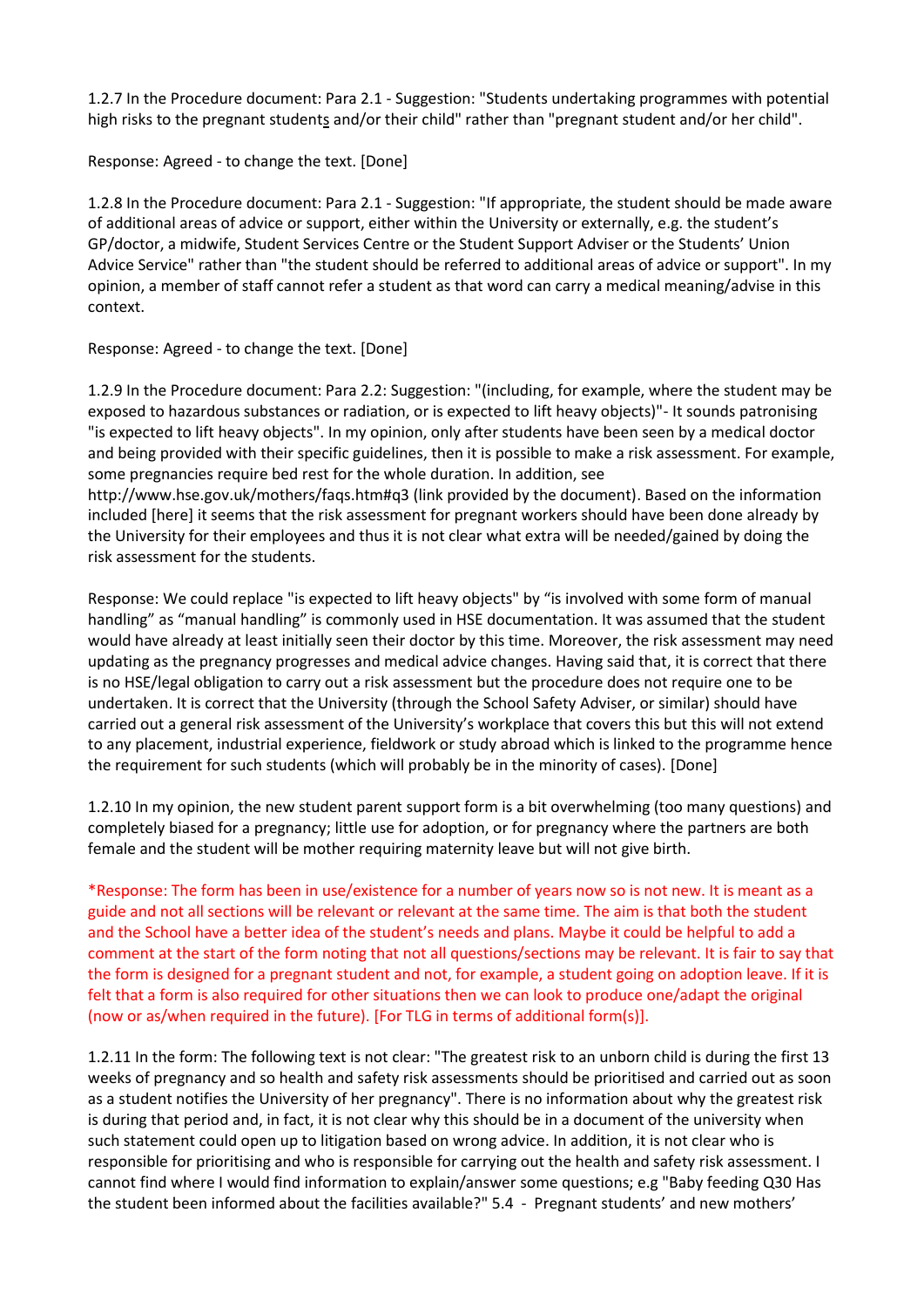1.2.7 In the Procedure document: Para 2.1 - Suggestion: "Students undertaking programmes with potential high risks to the pregnant students and/or their child" rather than "pregnant student and/or her child".

Response: Agreed - to change the text. [Done]

1.2.8 In the Procedure document: Para 2.1 - Suggestion: "If appropriate, the student should be made aware of additional areas of advice or support, either within the University or externally, e.g. the student's GP/doctor, a midwife, Student Services Centre or the Student Support Adviser or the Students' Union Advice Service" rather than "the student should be referred to additional areas of advice or support". In my opinion, a member of staff cannot refer a student as that word can carry a medical meaning/advise in this context.

Response: Agreed - to change the text. [Done]

1.2.9 In the Procedure document: Para 2.2: Suggestion: "(including, for example, where the student may be exposed to hazardous substances or radiation, or is expected to lift heavy objects)"- It sounds patronising "is expected to lift heavy objects". In my opinion, only after students have been seen by a medical doctor and being provided with their specific guidelines, then it is possible to make a risk assessment. For example, some pregnancies require bed rest for the whole duration. In addition, see http://www.hse.gov.uk/mothers/faqs.htm#q3 (link provided by the document). Based on the information included [here] it seems that the risk assessment for pregnant workers should have been done already by the University for their employees and thus it is not clear what extra will be needed/gained by doing the risk assessment for the students.

Response: We could replace "is expected to lift heavy objects" by "is involved with some form of manual handling" as "manual handling" is commonly used in HSE documentation. It was assumed that the student would have already at least initially seen their doctor by this time. Moreover, the risk assessment may need updating as the pregnancy progresses and medical advice changes. Having said that, it is correct that there is no HSE/legal obligation to carry out a risk assessment but the procedure does not require one to be undertaken. It is correct that the University (through the School Safety Adviser, or similar) should have carried out a general risk assessment of the University's workplace that covers this but this will not extend to any placement, industrial experience, fieldwork or study abroad which is linked to the programme hence the requirement for such students (which will probably be in the minority of cases). [Done]

1.2.10 In my opinion, the new student parent support form is a bit overwhelming (too many questions) and completely biased for a pregnancy; little use for adoption, or for pregnancy where the partners are both female and the student will be mother requiring maternity leave but will not give birth.

*Response: The form has been in use/existence for a number of years now so is not new. It is meant as a guide and not all sections will be relevant or relevant at the same time. The aim is that both the student and the School have a better idea of the student's needs and plans. Maybe it could be helpful to add a comment at the start of the form noting that not all questions/sections may be relevant. It is fair to say that the form is designed for a pregnant student and not, for example, a student going on adoption leave. If it is felt that a form is also required for other situations then we can look to produce one/adapt the original (now or as/when required in the future). [For TLG in terms of additional form(s)].

1.2.11 In the form: The following text is not clear: "The greatest risk to an unborn child is during the first 13 weeks of pregnancy and so health and safety risk assessments should be prioritised and carried out as soon as a student notifies the University of her pregnancy". There is no information about why the greatest risk is during that period and, in fact, it is not clear why this should be in a document of the university when such statement could open up to litigation based on wrong advice. In addition, it is not clear who is responsible for prioritising and who is responsible for carrying out the health and safety risk assessment. I cannot find where I would find information to explain/answer some questions; e.g "Baby feeding Q30 Has the student been informed about the facilities available?" 5.4 - Pregnant students' and new mothers'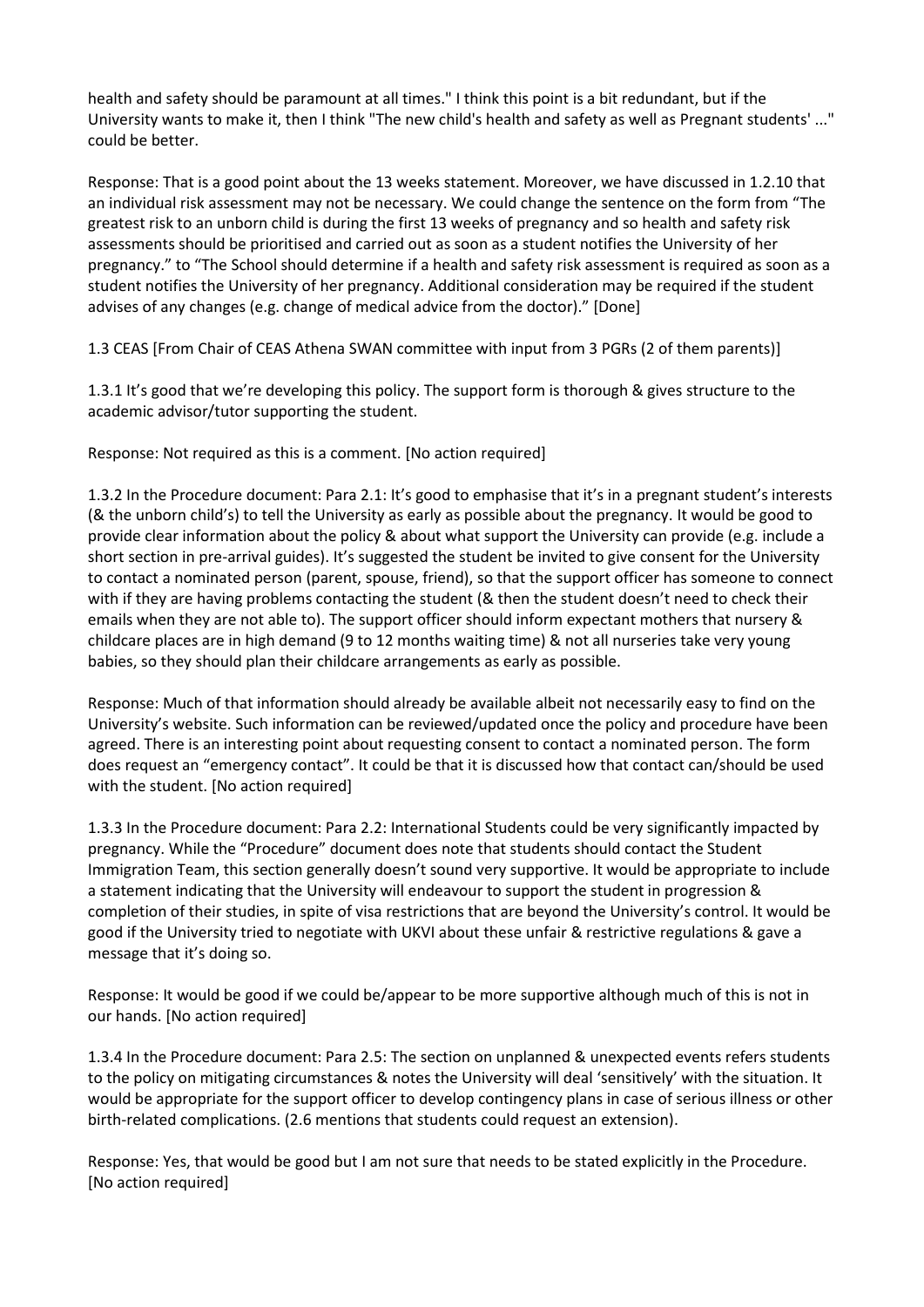health and safety should be paramount at all times." I think this point is a bit redundant, but if the University wants to make it, then I think "The new child's health and safety as well as Pregnant students' ..." could be better.

Response: That is a good point about the 13 weeks statement. Moreover, we have discussed in 1.2.10 that an individual risk assessment may not be necessary. We could change the sentence on the form from "The greatest risk to an unborn child is during the first 13 weeks of pregnancy and so health and safety risk assessments should be prioritised and carried out as soon as a student notifies the University of her pregnancy." to "The School should determine if a health and safety risk assessment is required as soon as a student notifies the University of her pregnancy. Additional consideration may be required if the student advises of any changes (e.g. change of medical advice from the doctor)." [Done]

1.3 CEAS [From Chair of CEAS Athena SWAN committee with input from 3 PGRs (2 of them parents)]

1.3.1 It's good that we're developing this policy. The support form is thorough & gives structure to the academic advisor/tutor supporting the student.

Response: Not required as this is a comment. [No action required]

1.3.2 In the Procedure document: Para 2.1: It's good to emphasise that it's in a pregnant student's interests (& the unborn child's) to tell the University as early as possible about the pregnancy. It would be good to provide clear information about the policy & about what support the University can provide (e.g. include a short section in pre-arrival guides). It's suggested the student be invited to give consent for the University to contact a nominated person (parent, spouse, friend), so that the support officer has someone to connect with if they are having problems contacting the student (& then the student doesn't need to check their emails when they are not able to). The support officer should inform expectant mothers that nursery & childcare places are in high demand (9 to 12 months waiting time) & not all nurseries take very young babies, so they should plan their childcare arrangements as early as possible.

Response: Much of that information should already be available albeit not necessarily easy to find on the University's website. Such information can be reviewed/updated once the policy and procedure have been agreed. There is an interesting point about requesting consent to contact a nominated person. The form does request an "emergency contact". It could be that it is discussed how that contact can/should be used with the student. [No action required]

1.3.3 In the Procedure document: Para 2.2: International Students could be very significantly impacted by pregnancy. While the "Procedure" document does note that students should contact the Student Immigration Team, this section generally doesn't sound very supportive. It would be appropriate to include a statement indicating that the University will endeavour to support the student in progression & completion of their studies, in spite of visa restrictions that are beyond the University's control. It would be good if the University tried to negotiate with UKVI about these unfair & restrictive regulations & gave a message that it's doing so.

Response: It would be good if we could be/appear to be more supportive although much of this is not in our hands. [No action required]

1.3.4 In the Procedure document: Para 2.5: The section on unplanned & unexpected events refers students to the policy on mitigating circumstances & notes the University will deal 'sensitively' with the situation. It would be appropriate for the support officer to develop contingency plans in case of serious illness or other birth-related complications. (2.6 mentions that students could request an extension).

Response: Yes, that would be good but I am not sure that needs to be stated explicitly in the Procedure. [No action required]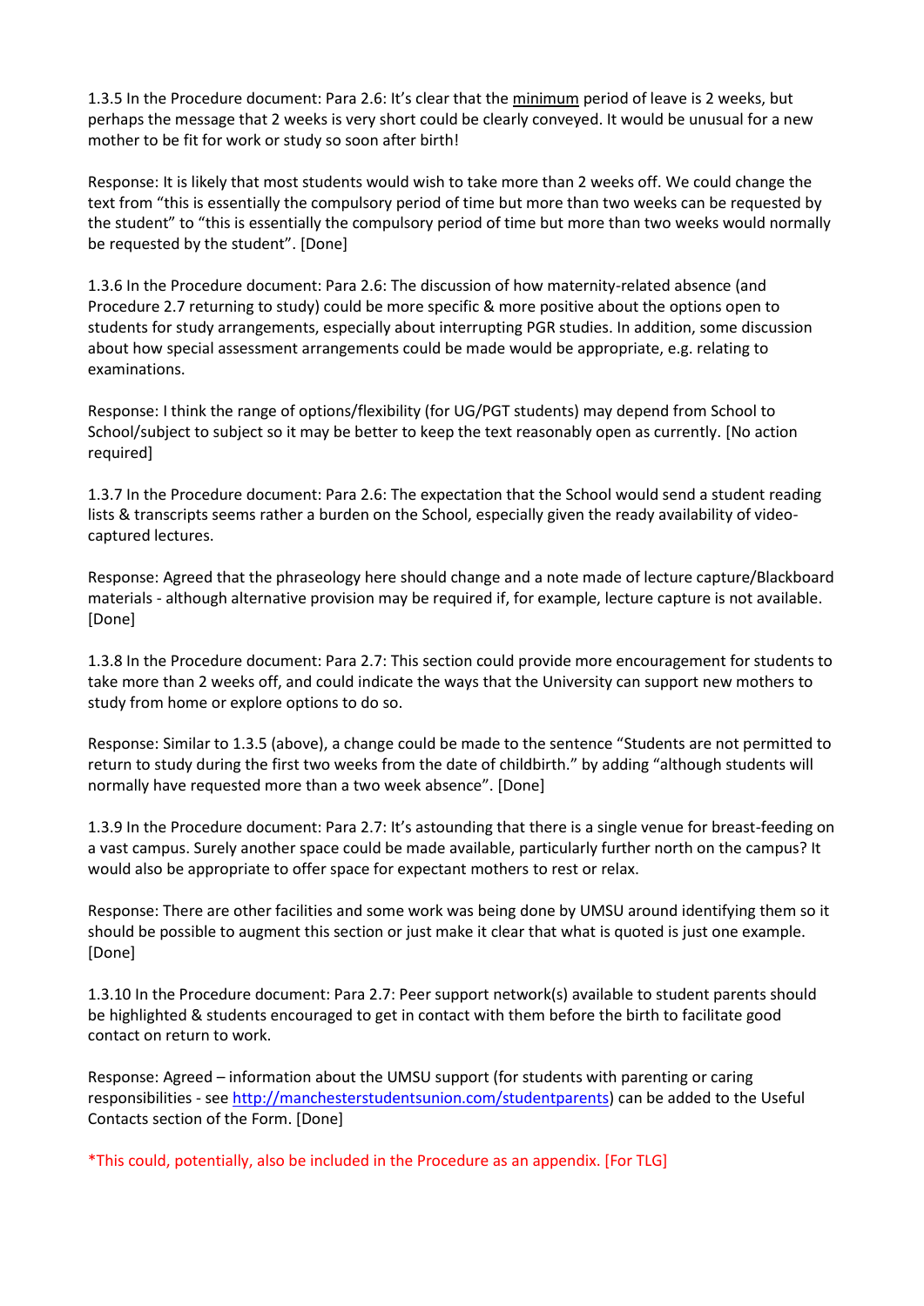1.3.5 In the Procedure document: Para 2.6: It's clear that the <u>minimum</u> period of leave is 2 weeks, but perhaps the message that 2 weeks is very short could be clearly conveyed. It would be unusual for a new mother to be fit for work or study so soon after birth!

Response: It is likely that most students would wish to take more than 2 weeks off. We could change the text from "this is essentially the compulsory period of time but more than two weeks can be requested by the student" to "this is essentially the compulsory period of time but more than two weeks would normally be requested by the student". [Done]

1.3.6 In the Procedure document: Para 2.6: The discussion of how maternity-related absence (and Procedure 2.7 returning to study) could be more specific & more positive about the options open to students for study arrangements, especially about interrupting PGR studies. In addition, some discussion about how special assessment arrangements could be made would be appropriate, e.g. relating to examinations.

Response: I think the range of options/flexibility (for UG/PGT students) may depend from School to School/subject to subject so it may be better to keep the text reasonably open as currently. [No action required]

1.3.7 In the Procedure document: Para 2.6: The expectation that the School would send a student reading lists & transcripts seems rather a burden on the School, especially given the ready availability of video-captured lectures.

Response: Agreed that the phraseology here should change and a note made of lecture capture/Blackboard materials - although alternative provision may be required if, for example, lecture capture is not available. [Done]

1.3.8 In the Procedure document: Para 2.7: This section could provide more encouragement for students to take more than 2 weeks off, and could indicate the ways that the University can support new mothers to study from home or explore options to do so.

Response: Similar to 1.3.5 (above), a change could be made to the sentence "Students are not permitted to return to study during the first two weeks from the date of childbirth." by adding "although students will normally have requested more than a two week absence". [Done]

1.3.9 In the Procedure document: Para 2.7: It's astounding that there is a single venue for breast-feeding on a vast campus. Surely another space could be made available, particularly further north on the campus? It would also be appropriate to offer space for expectant mothers to rest or relax.

Response: There are other facilities and some work was being done by UMSU around identifying them so it should be possible to augment this section or just make it clear that what is quoted is just one example. [Done]

1.3.10 In the Procedure document: Para 2.7: Peer support network(s) available to student parents should be highlighted & students encouraged to get in contact with them before the birth to facilitate good contact on return to work.

Response: Agreed – information about the UMSU support (for students with parenting or caring responsibilities - see http://manchesterstudentsunion.com/studentparents) can be added to the Useful Contacts section of the Form. [Done]

*This could, potentially, also be included in the Procedure as an appendix. [For TLG]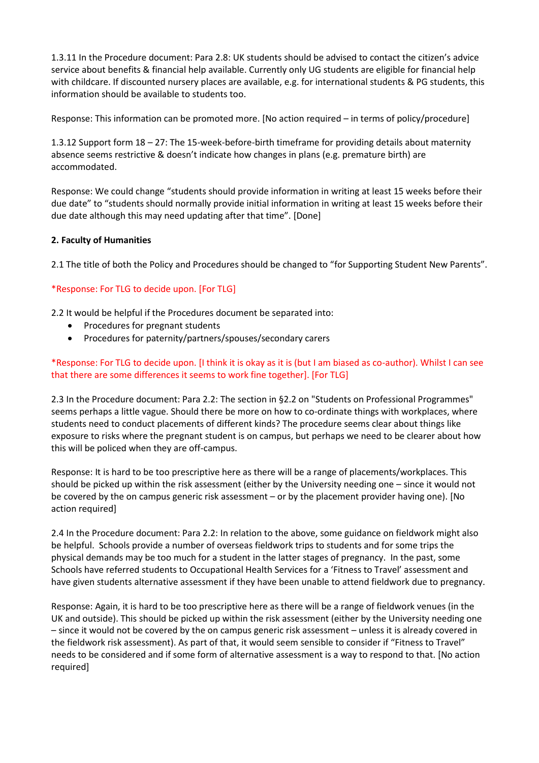1.3.11 In the Procedure document: Para 2.8: UK students should be advised to contact the citizen's advice service about benefits & financial help available. Currently only UG students are eligible for financial help with childcare. If discounted nursery places are available, e.g. for international students & PG students, this information should be available to students too.

Response: This information can be promoted more. [No action required – in terms of policy/procedure]

1.3.12 Support form 18 – 27: The 15-week-before-birth timeframe for providing details about maternity absence seems restrictive & doesn't indicate how changes in plans (e.g. premature birth) are accommodated.

Response: We could change "students should provide information in writing at least 15 weeks before their due date" to "students should normally provide initial information in writing at least 15 weeks before their due date although this may need updating after that time". [Done]

**2. Faculty of Humanities**

2.1 The title of both the Policy and Procedures should be changed to "for Supporting Student New Parents".

*Response: For TLG to decide upon. [For TLG]

2.2 It would be helpful if the Procedures document be separated into:

- Procedures for pregnant students
- Procedures for paternity/partners/spouses/secondary carers

*Response: For TLG to decide upon. [I think it is okay as it is (but I am biased as co-author). Whilst I can see that there are some differences it seems to work fine together]. [For TLG]

2.3 In the Procedure document: Para 2.2: The section in §2.2 on "Students on Professional Programmes" seems perhaps a little vague. Should there be more on how to co-ordinate things with workplaces, where students need to conduct placements of different kinds? The procedure seems clear about things like exposure to risks where the pregnant student is on campus, but perhaps we need to be clearer about how this will be policed when they are off-campus.

Response: It is hard to be too prescriptive here as there will be a range of placements/workplaces. This should be picked up within the risk assessment (either by the University needing one – since it would not be covered by the on campus generic risk assessment – or by the placement provider having one). [No action required]

2.4 In the Procedure document: Para 2.2: In relation to the above, some guidance on fieldwork might also be helpful. Schools provide a number of overseas fieldwork trips to students and for some trips the physical demands may be too much for a student in the latter stages of pregnancy. In the past, some Schools have referred students to Occupational Health Services for a 'Fitness to Travel' assessment and have given students alternative assessment if they have been unable to attend fieldwork due to pregnancy.

Response: Again, it is hard to be too prescriptive here as there will be a range of fieldwork venues (in the UK and outside). This should be picked up within the risk assessment (either by the University needing one – since it would not be covered by the on campus generic risk assessment – unless it is already covered in the fieldwork risk assessment). As part of that, it would seem sensible to consider if "Fitness to Travel" needs to be considered and if some form of alternative assessment is a way to respond to that. [No action required]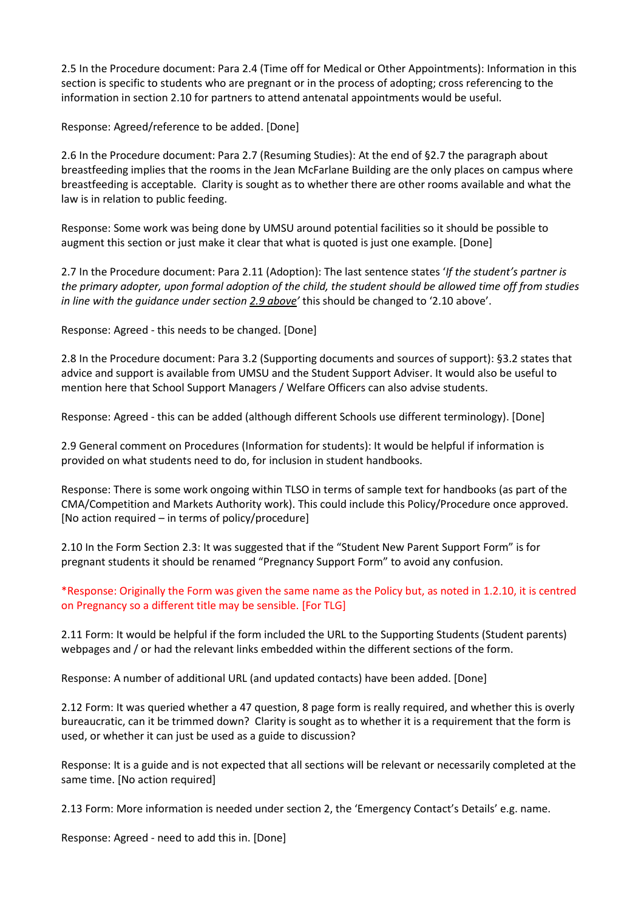2.5 In the Procedure document: Para 2.4 (Time off for Medical or Other Appointments): Information in this section is specific to students who are pregnant or in the process of adopting; cross referencing to the information in section 2.10 for partners to attend antenatal appointments would be useful.

Response: Agreed/reference to be added. [Done]

2.6 In the Procedure document: Para 2.7 (Resuming Studies): At the end of §2.7 the paragraph about breastfeeding implies that the rooms in the Jean McFarlane Building are the only places on campus where breastfeeding is acceptable. Clarity is sought as to whether there are other rooms available and what the law is in relation to public feeding.

Response: Some work was being done by UMSU around potential facilities so it should be possible to augment this section or just make it clear that what is quoted is just one example. [Done]

2.7 In the Procedure document: Para 2.11 (Adoption): The last sentence states '*If the student's partner is the primary adopter, upon formal adoption of the child, the student should be allowed time off from studies in line with the guidance under section 2.9 above*' this should be changed to '2.10 above'.

Response: Agreed - this needs to be changed. [Done]

2.8 In the Procedure document: Para 3.2 (Supporting documents and sources of support): §3.2 states that advice and support is available from UMSU and the Student Support Adviser. It would also be useful to mention here that School Support Managers / Welfare Officers can also advise students.

Response: Agreed - this can be added (although different Schools use different terminology). [Done]

2.9 General comment on Procedures (Information for students): It would be helpful if information is provided on what students need to do, for inclusion in student handbooks.

Response: There is some work ongoing within TLSO in terms of sample text for handbooks (as part of the CMA/Competition and Markets Authority work). This could include this Policy/Procedure once approved. [No action required – in terms of policy/procedure]

2.10 In the Form Section 2.3: It was suggested that if the "Student New Parent Support Form" is for pregnant students it should be renamed "Pregnancy Support Form" to avoid any confusion.

*Response: Originally the Form was given the same name as the Policy but, as noted in 1.2.10, it is centred on Pregnancy so a different title may be sensible. [For TLG]

2.11 Form: It would be helpful if the form included the URL to the Supporting Students (Student parents) webpages and / or had the relevant links embedded within the different sections of the form.

Response: A number of additional URL (and updated contacts) have been added. [Done]

2.12 Form: It was queried whether a 47 question, 8 page form is really required, and whether this is overly bureaucratic, can it be trimmed down? Clarity is sought as to whether it is a requirement that the form is used, or whether it can just be used as a guide to discussion?

Response: It is a guide and is not expected that all sections will be relevant or necessarily completed at the same time. [No action required]

2.13 Form: More information is needed under section 2, the 'Emergency Contact's Details' e.g. name.

Response: Agreed - need to add this in. [Done]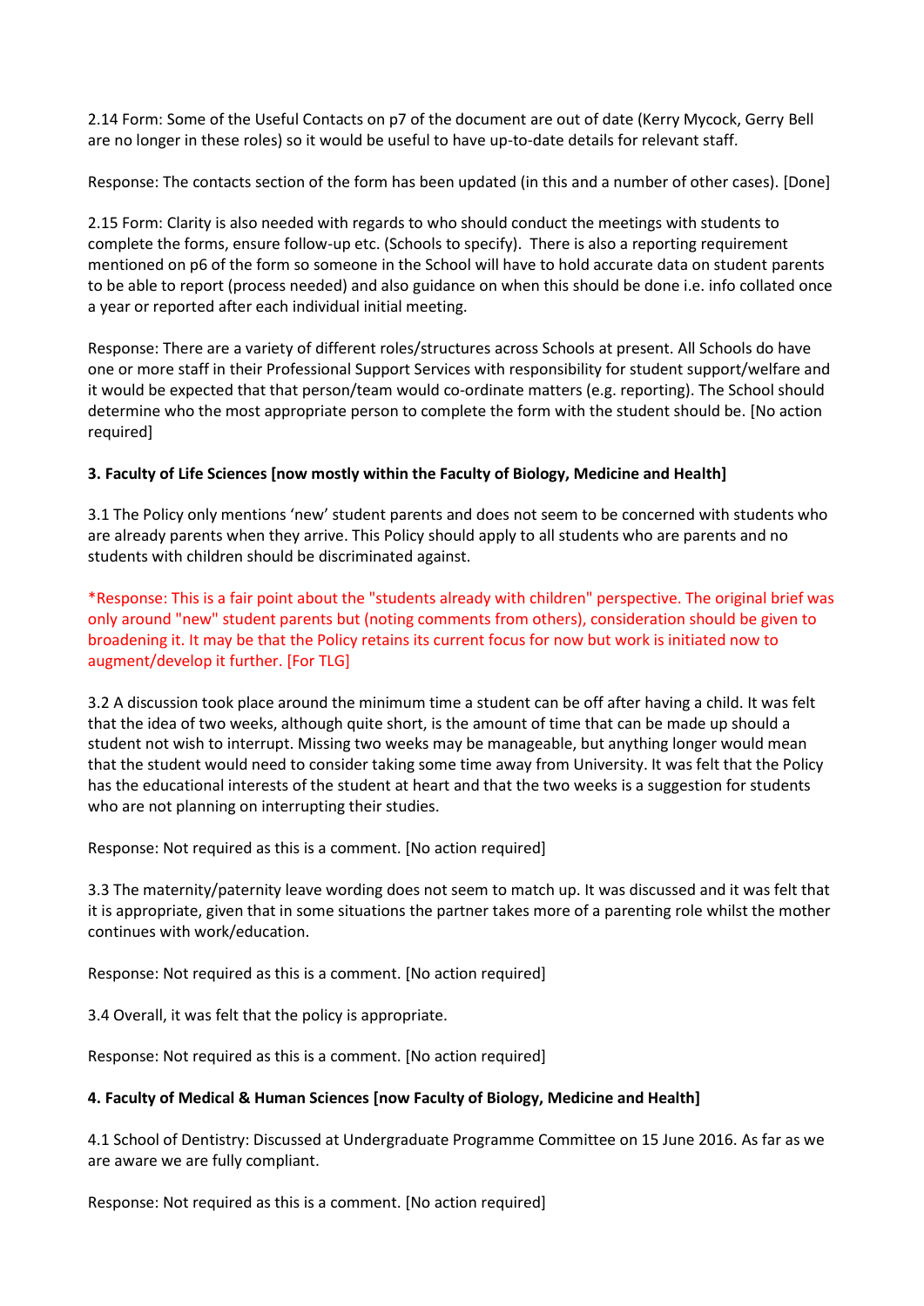2.14 Form: Some of the Useful Contacts on p7 of the document are out of date (Kerry Mycock, Gerry Bell are no longer in these roles) so it would be useful to have up-to-date details for relevant staff.

Response: The contacts section of the form has been updated (in this and a number of other cases). [Done]

2.15 Form: Clarity is also needed with regards to who should conduct the meetings with students to complete the forms, ensure follow-up etc. (Schools to specify). There is also a reporting requirement mentioned on p6 of the form so someone in the School will have to hold accurate data on student parents to be able to report (process needed) and also guidance on when this should be done i.e. info collated once a year or reported after each individual initial meeting.

Response: There are a variety of different roles/structures across Schools at present. All Schools do have one or more staff in their Professional Support Services with responsibility for student support/welfare and it would be expected that that person/team would co-ordinate matters (e.g. reporting). The School should determine who the most appropriate person to complete the form with the student should be. [No action required]

**3. Faculty of Life Sciences [now mostly within the Faculty of Biology, Medicine and Health]**

3.1 The Policy only mentions 'new' student parents and does not seem to be concerned with students who are already parents when they arrive. This Policy should apply to all students who are parents and no students with children should be discriminated against.

*Response: This is a fair point about the "students already with children" perspective. The original brief was only around "new" student parents but (noting comments from others), consideration should be given to broadening it. It may be that the Policy retains its current focus for now but work is initiated now to augment/develop it further. [For TLG]

3.2 A discussion took place around the minimum time a student can be off after having a child. It was felt that the idea of two weeks, although quite short, is the amount of time that can be made up should a student not wish to interrupt. Missing two weeks may be manageable, but anything longer would mean that the student would need to consider taking some time away from University. It was felt that the Policy has the educational interests of the student at heart and that the two weeks is a suggestion for students who are not planning on interrupting their studies.

Response: Not required as this is a comment. [No action required]

3.3 The maternity/paternity leave wording does not seem to match up. It was discussed and it was felt that it is appropriate, given that in some situations the partner takes more of a parenting role whilst the mother continues with work/education.

Response: Not required as this is a comment. [No action required]

3.4 Overall, it was felt that the policy is appropriate.

Response: Not required as this is a comment. [No action required]

**4. Faculty of Medical & Human Sciences [now Faculty of Biology, Medicine and Health]**

4.1 School of Dentistry: Discussed at Undergraduate Programme Committee on 15 June 2016. As far as we are aware we are fully compliant.

Response: Not required as this is a comment. [No action required]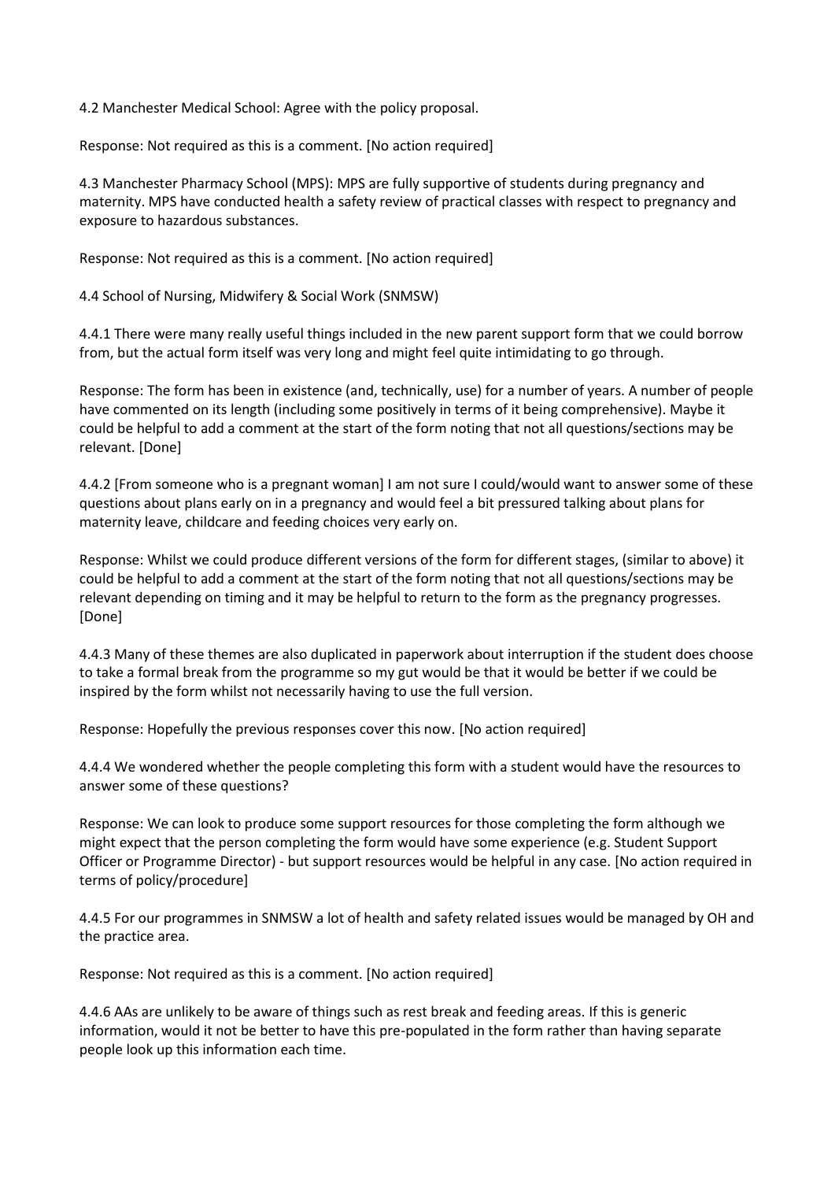4.2 Manchester Medical School: Agree with the policy proposal.

Response: Not required as this is a comment. [No action required]

4.3 Manchester Pharmacy School (MPS): MPS are fully supportive of students during pregnancy and maternity. MPS have conducted health a safety review of practical classes with respect to pregnancy and exposure to hazardous substances.

Response: Not required as this is a comment. [No action required]

4.4 School of Nursing, Midwifery & Social Work (SNMSW)

4.4.1 There were many really useful things included in the new parent support form that we could borrow from, but the actual form itself was very long and might feel quite intimidating to go through.

Response: The form has been in existence (and, technically, use) for a number of years. A number of people have commented on its length (including some positively in terms of it being comprehensive). Maybe it could be helpful to add a comment at the start of the form noting that not all questions/sections may be relevant. [Done]

4.4.2 [From someone who is a pregnant woman] I am not sure I could/would want to answer some of these questions about plans early on in a pregnancy and would feel a bit pressured talking about plans for maternity leave, childcare and feeding choices very early on.

Response: Whilst we could produce different versions of the form for different stages, (similar to above) it could be helpful to add a comment at the start of the form noting that not all questions/sections may be relevant depending on timing and it may be helpful to return to the form as the pregnancy progresses. [Done]

4.4.3 Many of these themes are also duplicated in paperwork about interruption if the student does choose to take a formal break from the programme so my gut would be that it would be better if we could be inspired by the form whilst not necessarily having to use the full version.

Response: Hopefully the previous responses cover this now. [No action required]

4.4.4 We wondered whether the people completing this form with a student would have the resources to answer some of these questions?

Response: We can look to produce some support resources for those completing the form although we might expect that the person completing the form would have some experience (e.g. Student Support Officer or Programme Director) - but support resources would be helpful in any case. [No action required in terms of policy/procedure]

4.4.5 For our programmes in SNMSW a lot of health and safety related issues would be managed by OH and the practice area.

Response: Not required as this is a comment. [No action required]

4.4.6 AAs are unlikely to be aware of things such as rest break and feeding areas. If this is generic information, would it not be better to have this pre-populated in the form rather than having separate people look up this information each time.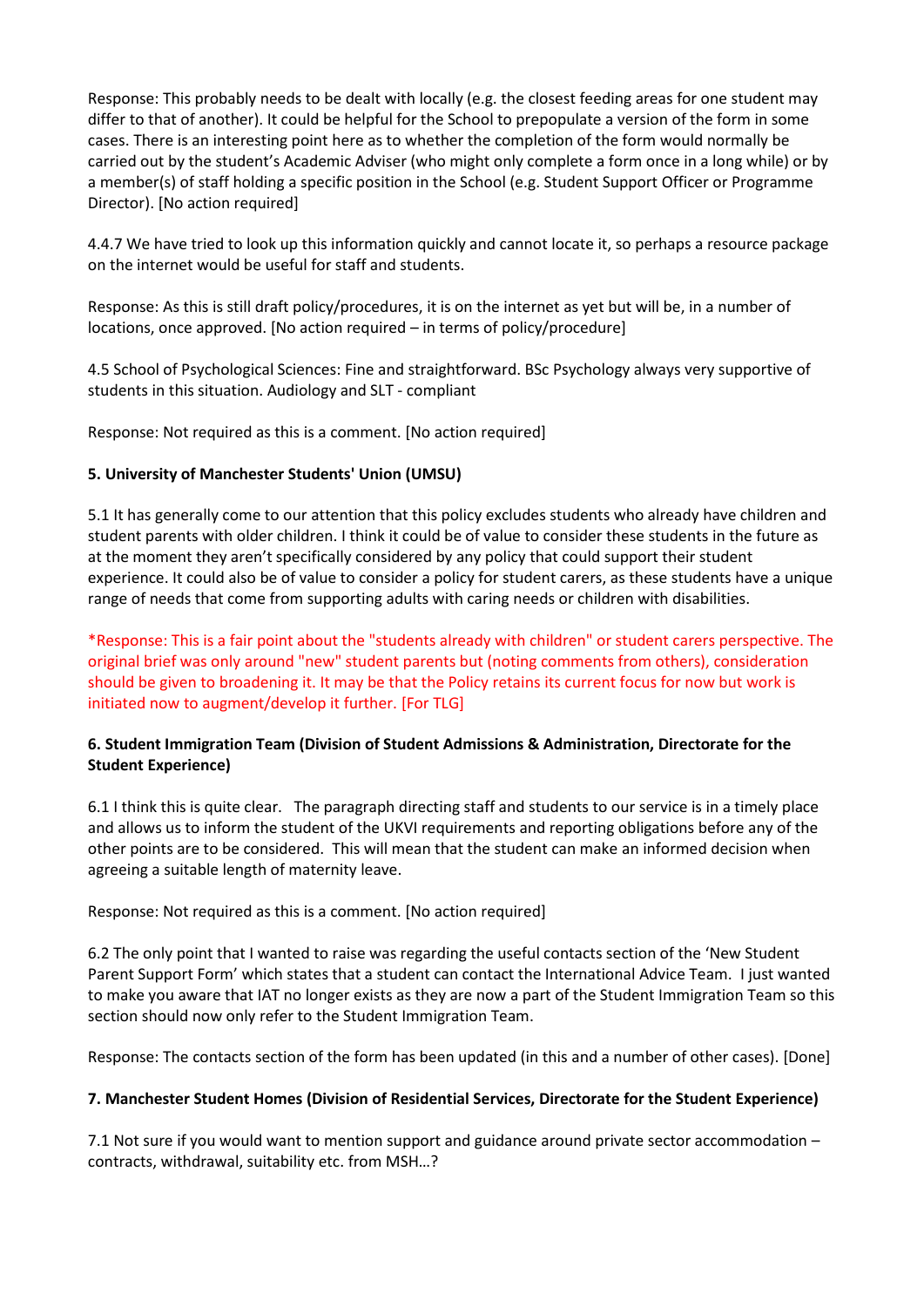Response: This probably needs to be dealt with locally (e.g. the closest feeding areas for one student may differ to that of another). It could be helpful for the School to prepopulate a version of the form in some cases. There is an interesting point here as to whether the completion of the form would normally be carried out by the student's Academic Adviser (who might only complete a form once in a long while) or by a member(s) of staff holding a specific position in the School (e.g. Student Support Officer or Programme Director). [No action required]

4.4.7 We have tried to look up this information quickly and cannot locate it, so perhaps a resource package on the internet would be useful for staff and students.

Response: As this is still draft policy/procedures, it is on the internet as yet but will be, in a number of locations, once approved. [No action required – in terms of policy/procedure]

4.5 School of Psychological Sciences: Fine and straightforward. BSc Psychology always very supportive of students in this situation. Audiology and SLT - compliant

Response: Not required as this is a comment. [No action required]

**5. University of Manchester Students' Union (UMSU)**

5.1 It has generally come to our attention that this policy excludes students who already have children and student parents with older children. I think it could be of value to consider these students in the future as at the moment they aren't specifically considered by any policy that could support their student experience. It could also be of value to consider a policy for student carers, as these students have a unique range of needs that come from supporting adults with caring needs or children with disabilities.

*Response: This is a fair point about the "students already with children" or student carers perspective. The original brief was only around "new" student parents but (noting comments from others), consideration should be given to broadening it. It may be that the Policy retains its current focus for now but work is initiated now to augment/develop it further. [For TLG]

**6. Student Immigration Team (Division of Student Admissions & Administration, Directorate for the Student Experience)**

6.1 I think this is quite clear. The paragraph directing staff and students to our service is in a timely place and allows us to inform the student of the UKVI requirements and reporting obligations before any of the other points are to be considered. This will mean that the student can make an informed decision when agreeing a suitable length of maternity leave.

Response: Not required as this is a comment. [No action required]

6.2 The only point that I wanted to raise was regarding the useful contacts section of the 'New Student Parent Support Form' which states that a student can contact the International Advice Team. I just wanted to make you aware that IAT no longer exists as they are now a part of the Student Immigration Team so this section should now only refer to the Student Immigration Team.

Response: The contacts section of the form has been updated (in this and a number of other cases). [Done]

**7. Manchester Student Homes (Division of Residential Services, Directorate for the Student Experience)**

7.1 Not sure if you would want to mention support and guidance around private sector accommodation – contracts, withdrawal, suitability etc. from MSH…?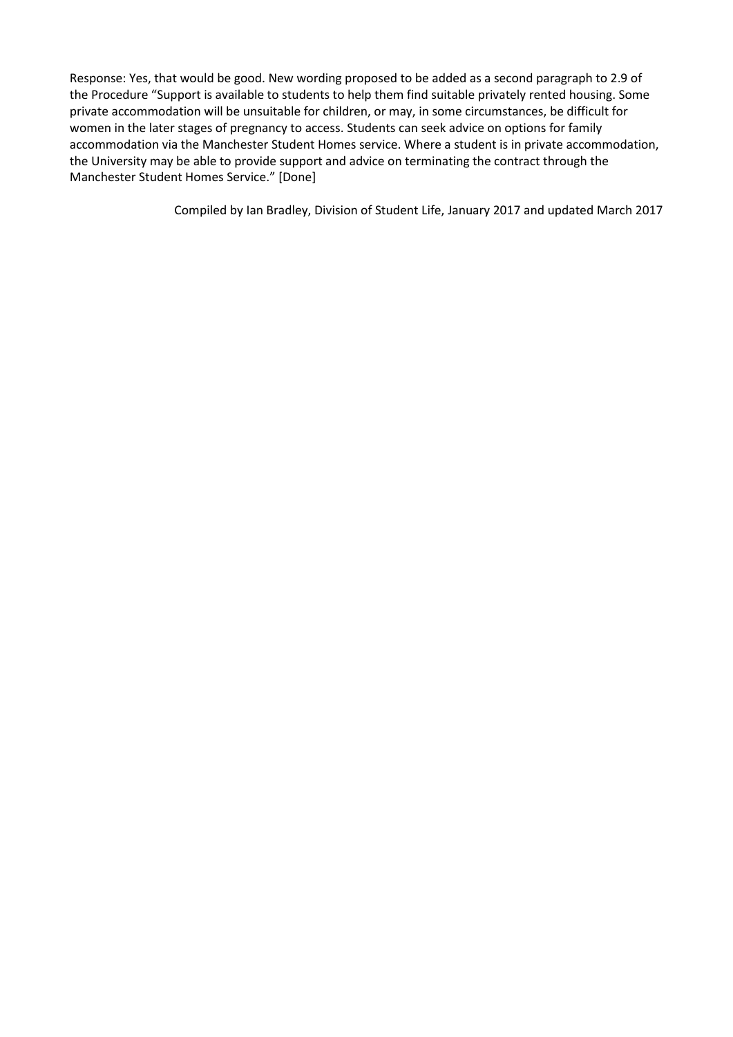Response: Yes, that would be good. New wording proposed to be added as a second paragraph to 2.9 of the Procedure "Support is available to students to help them find suitable privately rented housing. Some private accommodation will be unsuitable for children, or may, in some circumstances, be difficult for women in the later stages of pregnancy to access. Students can seek advice on options for family accommodation via the Manchester Student Homes service. Where a student is in private accommodation, the University may be able to provide support and advice on terminating the contract through the Manchester Student Homes Service." [Done]

Compiled by Ian Bradley, Division of Student Life, January 2017 and updated March 2017